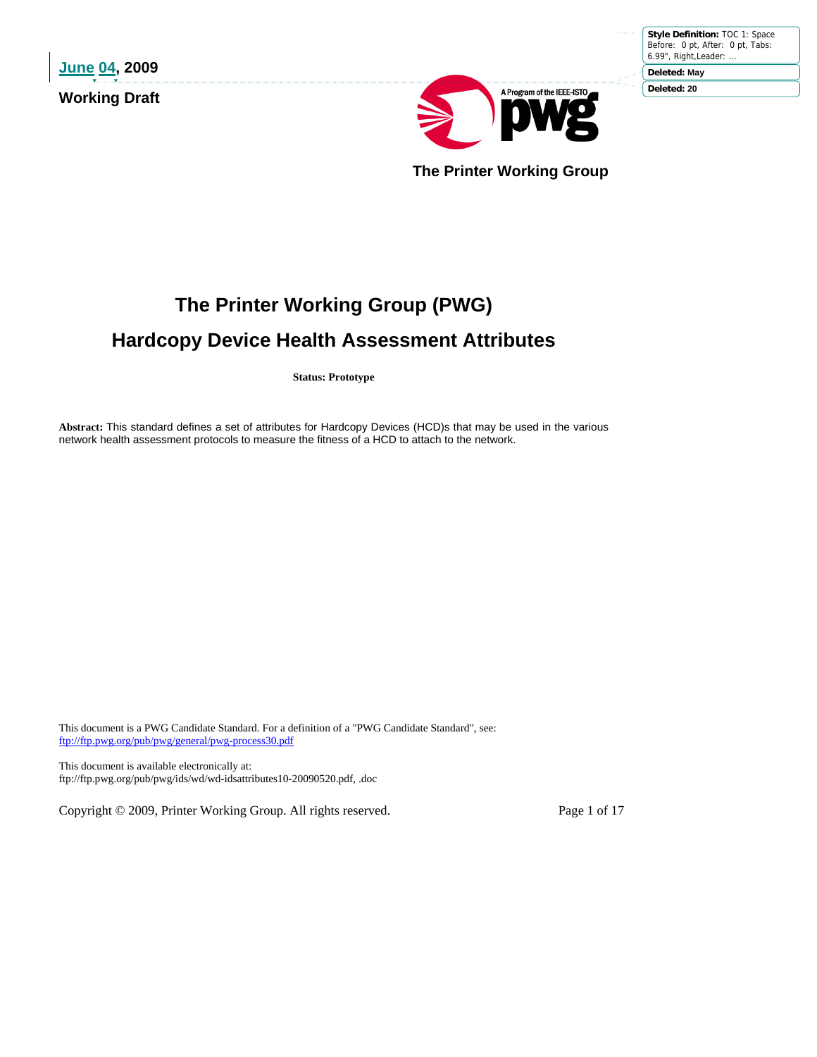June 04, 2009

**Working Draft**

The Printer Working Group

# The Printer Working Group (PWG)

# Hardcopy Device Health Assessment Attributes

**Status: Prototype**

**Abstract:** This standard defines a set of attributes for Hardcopy Devices (HCD)s that may be used in the various network health assessment protocols to measure the fitness of a HCD to attach to the network.

This document is a PWG Candidate Standard. For a definition of a "PWG Candidate Standard", see: ftp://ftp.pwg.org/pub/pwg/general/pwg-process30.pdf

This document is available electronically at: ftp://ftp.pwg.org/pub/pwg/ids/wd/wd-idsattributes10-20090520.pdf, .doc

Copyright © 2009, Printer Working Group. All rights reserved.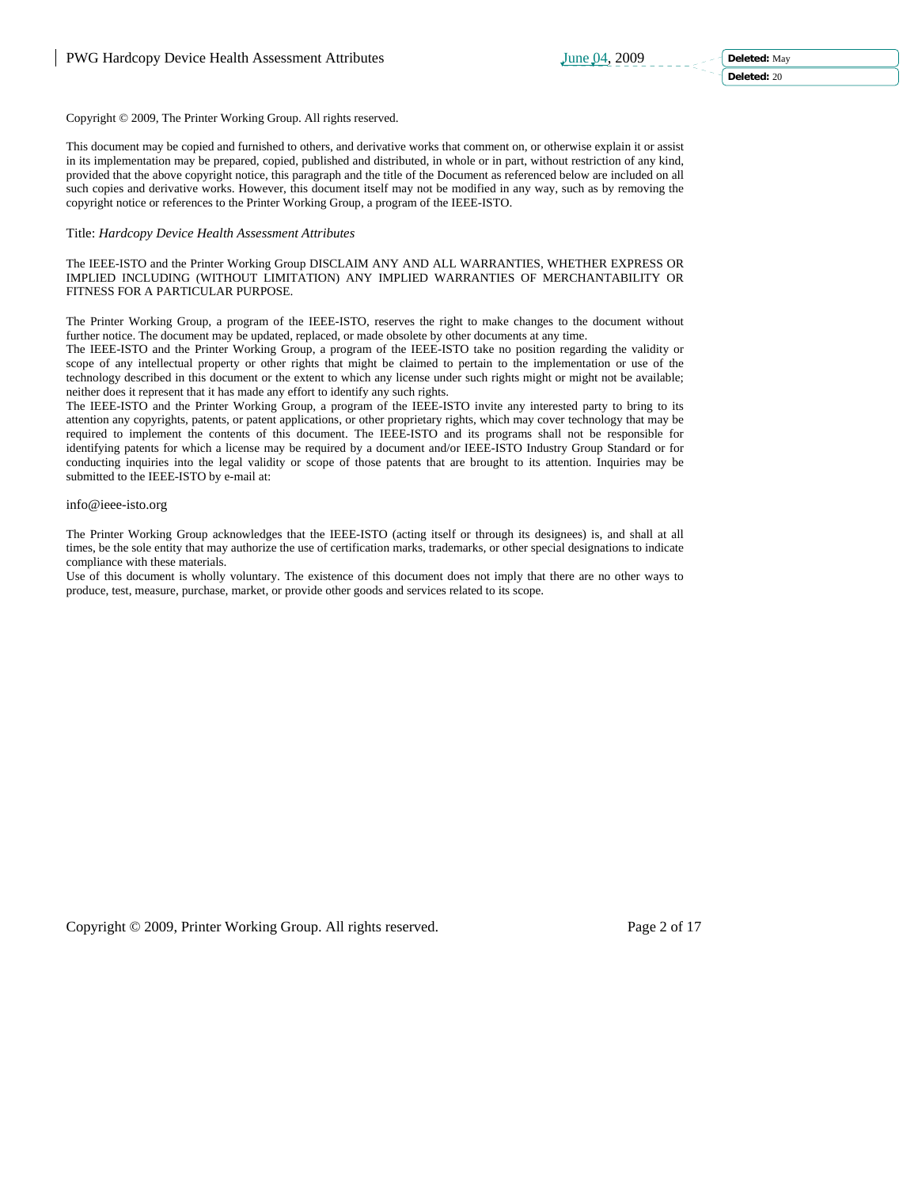Copyright © 2009, The Printer Working Group. All rights reserved.

This document may be copied and furnished to others, and derivative works that comment on, or otherwise explain it or assist in its implementation may be prepared, copied, published and distributed, in whole or in part, without restriction of any kind, provided that the above copyright notice, this paragraph and the title of the Document as referenced below are included on all such copies and derivative works. However, this document itself may not be modified in any way, such as by removing the copyright notice or references to the Printer Working Group, a program of the IEEE-ISTO.

Title: *Hardcopy Device Health Assessment Attributes*

The IEEE-ISTO and the Printer Working Group DISCLAIM ANY AND ALL WARRANTIES, WHETHER EXPRESS OR IMPLIED INCLUDING (WITHOUT LIMITATION) ANY IMPLIED WARRANTIES OF MERCHANTABILITY OR FITNESS FOR A PARTICULAR PURPOSE.

The Printer Working Group, a program of the IEEE-ISTO, reserves the right to make changes to the document without further notice. The document may be updated, replaced, or made obsolete by other documents at any time.
The IEEE-ISTO and the Printer Working Group, a program of the IEEE-ISTO take no position regarding the validity or scope of any intellectual property or other rights that might be claimed to pertain to the implementation or use of the technology described in this document or the extent to which any license under such rights might or might not be available; neither does it represent that it has made any effort to identify any such rights.
The IEEE-ISTO and the Printer Working Group, a program of the IEEE-ISTO invite any interested party to bring to its attention any copyrights, patents, or patent applications, or other proprietary rights, which may cover technology that may be required to implement the contents of this document. The IEEE-ISTO and its programs shall not be responsible for identifying patents for which a license may be required by a document and/or IEEE-ISTO Industry Group Standard or for conducting inquiries into the legal validity or scope of those patents that are brought to its attention. Inquiries may be submitted to the IEEE-ISTO by e-mail at:

info@ieee-isto.org

The Printer Working Group acknowledges that the IEEE-ISTO (acting itself or through its designees) is, and shall at all times, be the sole entity that may authorize the use of certification marks, trademarks, or other special designations to indicate compliance with these materials.
Use of this document is wholly voluntary. The existence of this document does not imply that there are no other ways to produce, test, measure, purchase, market, or provide other goods and services related to its scope.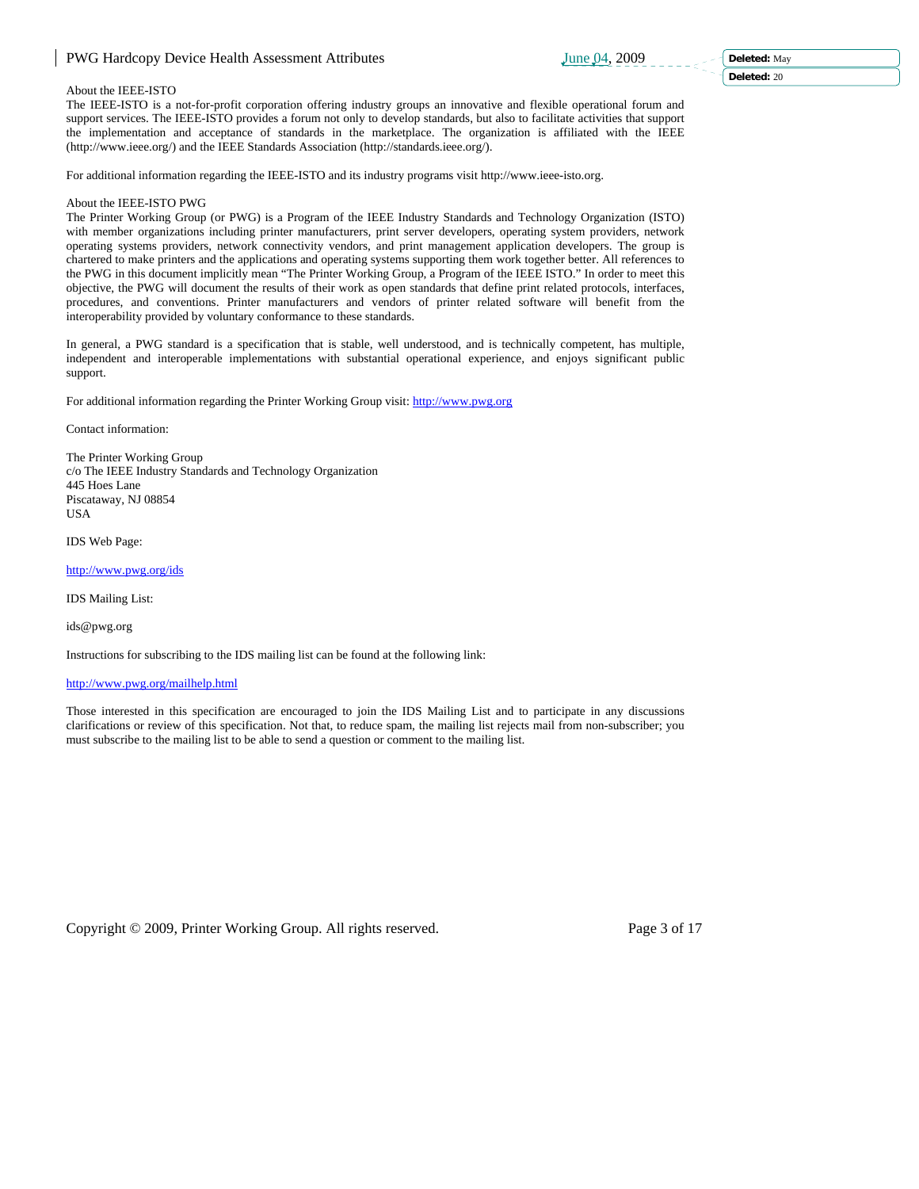About the IEEE-ISTO

The IEEE-ISTO is a not-for-profit corporation offering industry groups an innovative and flexible operational forum and support services. The IEEE-ISTO provides a forum not only to develop standards, but also to facilitate activities that support the implementation and acceptance of standards in the marketplace. The organization is affiliated with the IEEE (http://www.ieee.org/) and the IEEE Standards Association (http://standards.ieee.org/).

For additional information regarding the IEEE-ISTO and its industry programs visit http://www.ieee-isto.org.

About the IEEE-ISTO PWG

The Printer Working Group (or PWG) is a Program of the IEEE Industry Standards and Technology Organization (ISTO) with member organizations including printer manufacturers, print server developers, operating system providers, network operating systems providers, network connectivity vendors, and print management application developers. The group is chartered to make printers and the applications and operating systems supporting them work together better. All references to the PWG in this document implicitly mean "The Printer Working Group, a Program of the IEEE ISTO." In order to meet this objective, the PWG will document the results of their work as open standards that define print related protocols, interfaces, procedures, and conventions. Printer manufacturers and vendors of printer related software will benefit from the interoperability provided by voluntary conformance to these standards.

In general, a PWG standard is a specification that is stable, well understood, and is technically competent, has multiple, independent and interoperable implementations with substantial operational experience, and enjoys significant public support.

For additional information regarding the Printer Working Group visit: http://www.pwg.org

Contact information:

The Printer Working Group
c/o The IEEE Industry Standards and Technology Organization
445 Hoes Lane
Piscataway, NJ 08854
USA

IDS Web Page:

http://www.pwg.org/ids

IDS Mailing List:

ids@pwg.org

Instructions for subscribing to the IDS mailing list can be found at the following link:

http://www.pwg.org/mailhelp.html

Those interested in this specification are encouraged to join the IDS Mailing List and to participate in any discussions clarifications or review of this specification. Not that, to reduce spam, the mailing list rejects mail from non-subscriber; you must subscribe to the mailing list to be able to send a question or comment to the mailing list.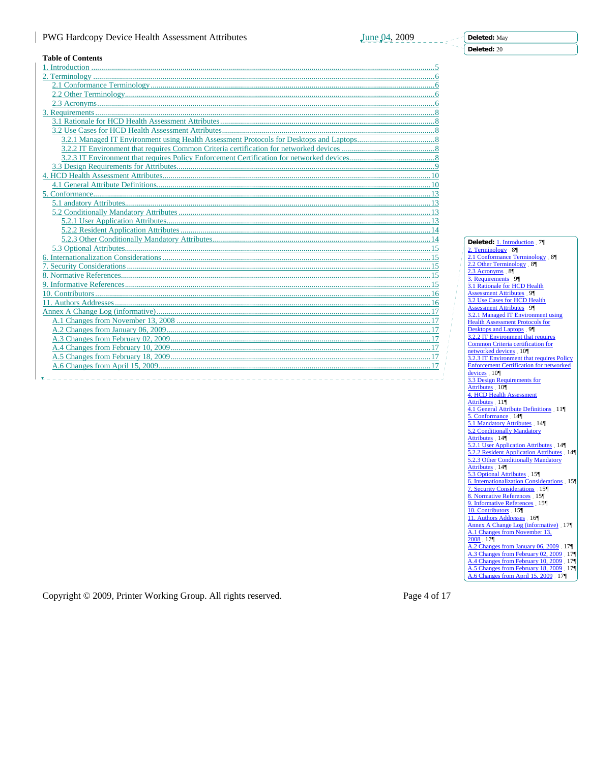**Table of Contents**

1. Introduction ........ 5
2. Terminology ........ 6
   - 2.1 Conformance Terminology ........ 6
   - 2.2 Other Terminology ........ 6
   - 2.3 Acronyms ........ 6
3. Requirements ........ 8
   - 3.1 Rationale for HCD Health Assessment Attributes ........ 8
   - 3.2 Use Cases for HCD Health Assessment Attributes ........ 8
     - 3.2.1 Managed IT Environment using Health Assessment Protocols for Desktops and Laptops ........ 8
     - 3.2.2 IT Environment that requires Common Criteria certification for networked devices ........ 8
     - 3.2.3 IT Environment that requires Policy Enforcement Certification for networked devices ........ 8
   - 3.3 Design Requirements for Attributes ........ 9
4. HCD Health Assessment Attributes ........ 10
   - 4.1 General Attribute Definitions ........ 10
5. Conformance ........ 13
   - 5.1 andatory Attributes ........ 13
   - 5.2 Conditionally Mandatory Attributes ........ 13
     - 5.2.1 User Application Attributes ........ 13
     - 5.2.2 Resident Application Attributes ........ 14
     - 5.2.3 Other Conditionally Mandatory Attributes ........ 14
   - 5.3 Optional Attributes ........ 15
6. Internationalization Considerations ........ 15
7. Security Considerations ........ 15
8. Normative References ........ 15
9. Informative References ........ 15
10. Contributors ........ 16
11. Authors Addresses ........ 16

Annex A Change Log (informative) ........ 17
   - A.1 Changes from November 13, 2008 ........ 17
   - A.2 Changes from January 06, 2009 ........ 17
   - A.3 Changes from February 02, 2009 ........ 17
   - A.4 Changes from February 10, 2009 ........ 17
   - A.5 Changes from February 18, 2009 ........ 17
   - A.6 Changes from April 15, 2009 ........ 17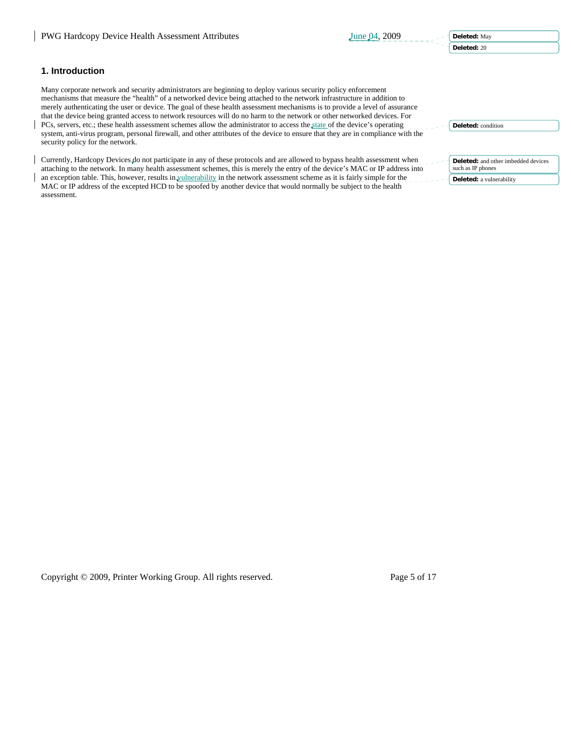## 1. Introduction

Many corporate network and security administrators are beginning to deploy various security policy enforcement mechanisms that measure the "health" of a networked device being attached to the network infrastructure in addition to merely authenticating the user or device. The goal of these health assessment mechanisms is to provide a level of assurance that the device being granted access to network resources will do no harm to the network or other networked devices. For PCs, servers, etc.; these health assessment schemes allow the administrator to access the state of the device's operating system, anti-virus program, personal firewall, and other attributes of the device to ensure that they are in compliance with the security policy for the network.

Currently, Hardcopy Devices do not participate in any of these protocols and are allowed to bypass health assessment when attaching to the network. In many health assessment schemes, this is merely the entry of the device's MAC or IP address into an exception table. This, however, results in vulnerability in the network assessment scheme as it is fairly simple for the MAC or IP address of the excepted HCD to be spoofed by another device that would normally be subject to the health assessment.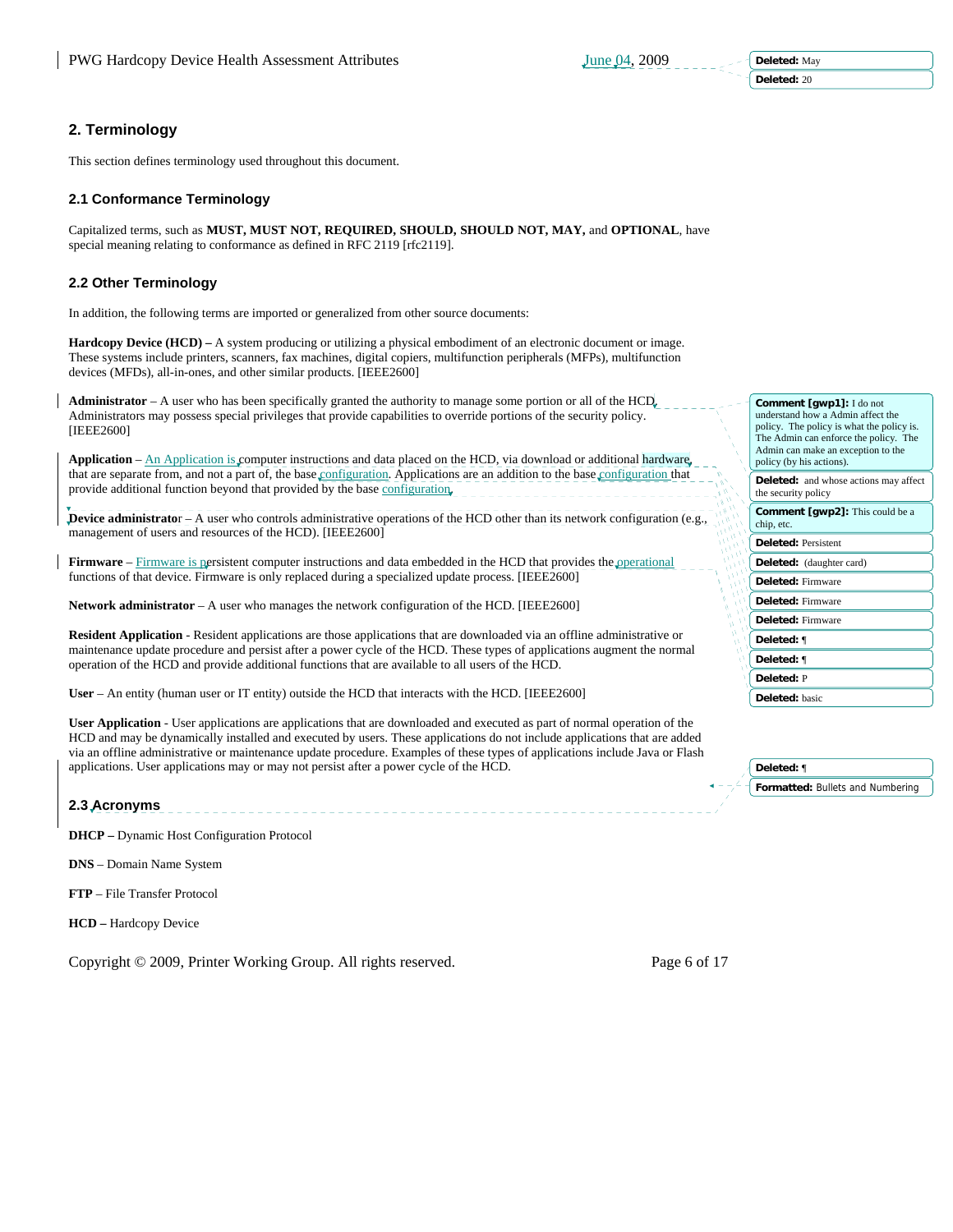## 2. Terminology

This section defines terminology used throughout this document.

### 2.1 Conformance Terminology

Capitalized terms, such as **MUST, MUST NOT, REQUIRED, SHOULD, SHOULD NOT, MAY,** and **OPTIONAL**, have special meaning relating to conformance as defined in RFC 2119 [rfc2119].

### 2.2 Other Terminology

In addition, the following terms are imported or generalized from other source documents:

**Hardcopy Device (HCD) –** A system producing or utilizing a physical embodiment of an electronic document or image. These systems include printers, scanners, fax machines, digital copiers, multifunction peripherals (MFPs), multifunction devices (MFDs), all-in-ones, and other similar products. [IEEE2600]

**Administrator** – A user who has been specifically granted the authority to manage some portion or all of the HCD. Administrators may possess special privileges that provide capabilities to override portions of the security policy. [IEEE2600]

**Application** – An Application is computer instructions and data placed on the HCD, via download or additional hardware, that are separate from, and not a part of, the base configuration. Applications are an addition to the base configuration that provide additional function beyond that provided by the base configuration.

**Device administrator** – A user who controls administrative operations of the HCD other than its network configuration (e.g., management of users and resources of the HCD). [IEEE2600]

**Firmware** – Firmware is persistent computer instructions and data embedded in the HCD that provides the operational functions of that device. Firmware is only replaced during a specialized update process. [IEEE2600]

**Network administrator** – A user who manages the network configuration of the HCD. [IEEE2600]

**Resident Application** - Resident applications are those applications that are downloaded via an offline administrative or maintenance update procedure and persist after a power cycle of the HCD. These types of applications augment the normal operation of the HCD and provide additional functions that are available to all users of the HCD.

**User** – An entity (human user or IT entity) outside the HCD that interacts with the HCD. [IEEE2600]

**User Application** - User applications are applications that are downloaded and executed as part of normal operation of the HCD and may be dynamically installed and executed by users. These applications do not include applications that are added via an offline administrative or maintenance update procedure. Examples of these types of applications include Java or Flash applications. User applications may or may not persist after a power cycle of the HCD.

### 2.3 Acronyms

**DHCP –** Dynamic Host Configuration Protocol

**DNS** – Domain Name System

**FTP** – File Transfer Protocol

**HCD –** Hardcopy Device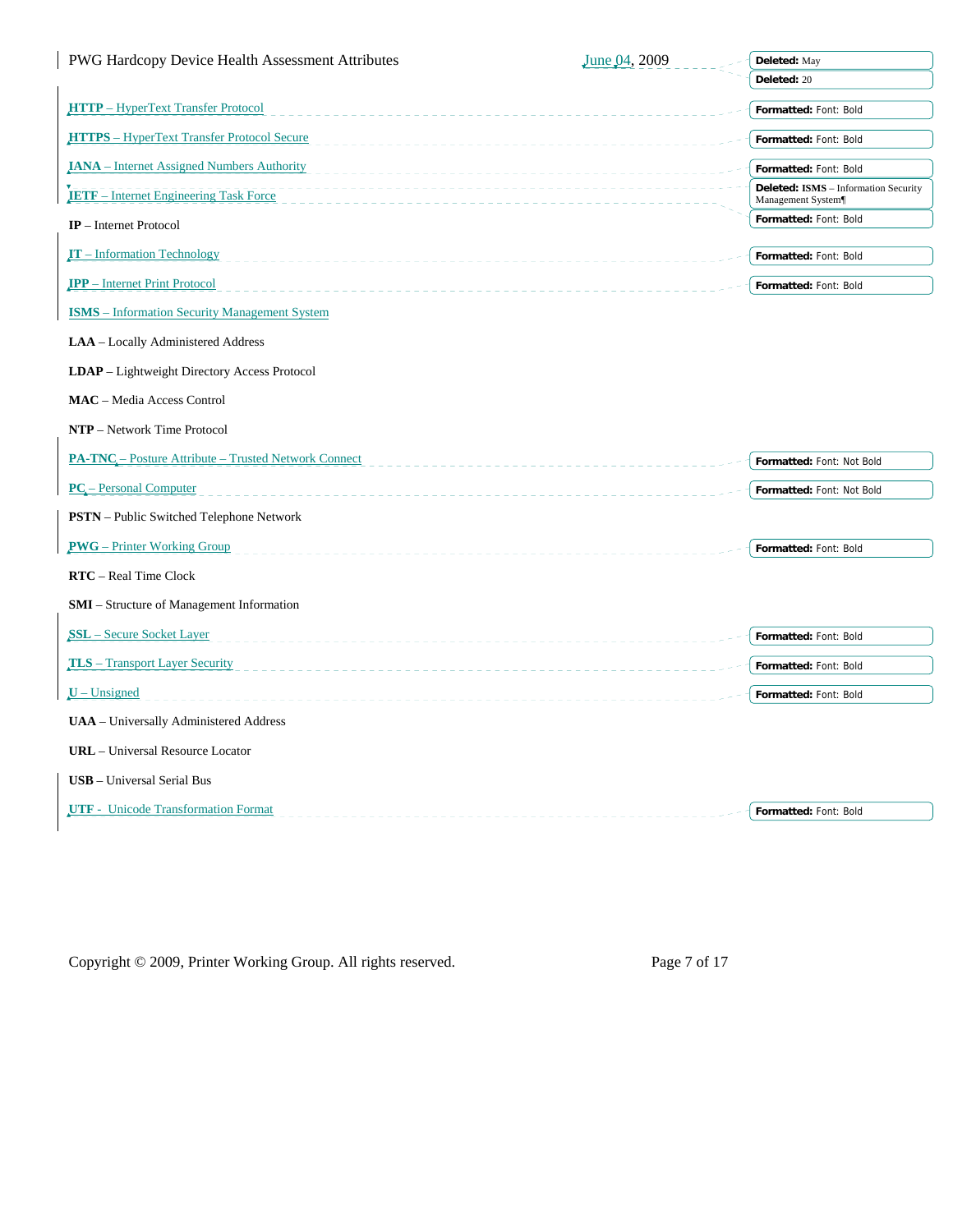**HTTP** – HyperText Transfer Protocol

**HTTPS** – HyperText Transfer Protocol Secure

**IANA** – Internet Assigned Numbers Authority

**IETF** – Internet Engineering Task Force

**IP** – Internet Protocol

**IT** – Information Technology

**IPP** – Internet Print Protocol

**ISMS** – Information Security Management System

**LAA** – Locally Administered Address

**LDAP** – Lightweight Directory Access Protocol

**MAC** – Media Access Control

**NTP** – Network Time Protocol

**PA-TNC** – Posture Attribute – Trusted Network Connect

**PC** – Personal Computer

**PSTN** – Public Switched Telephone Network

**PWG** – Printer Working Group

**RTC** – Real Time Clock

**SMI** – Structure of Management Information

**SSL** – Secure Socket Layer

**TLS** – Transport Layer Security

**U** – Unsigned

**UAA** – Universally Administered Address

**URL** – Universal Resource Locator

**USB** – Universal Serial Bus

**UTF** - Unicode Transformation Format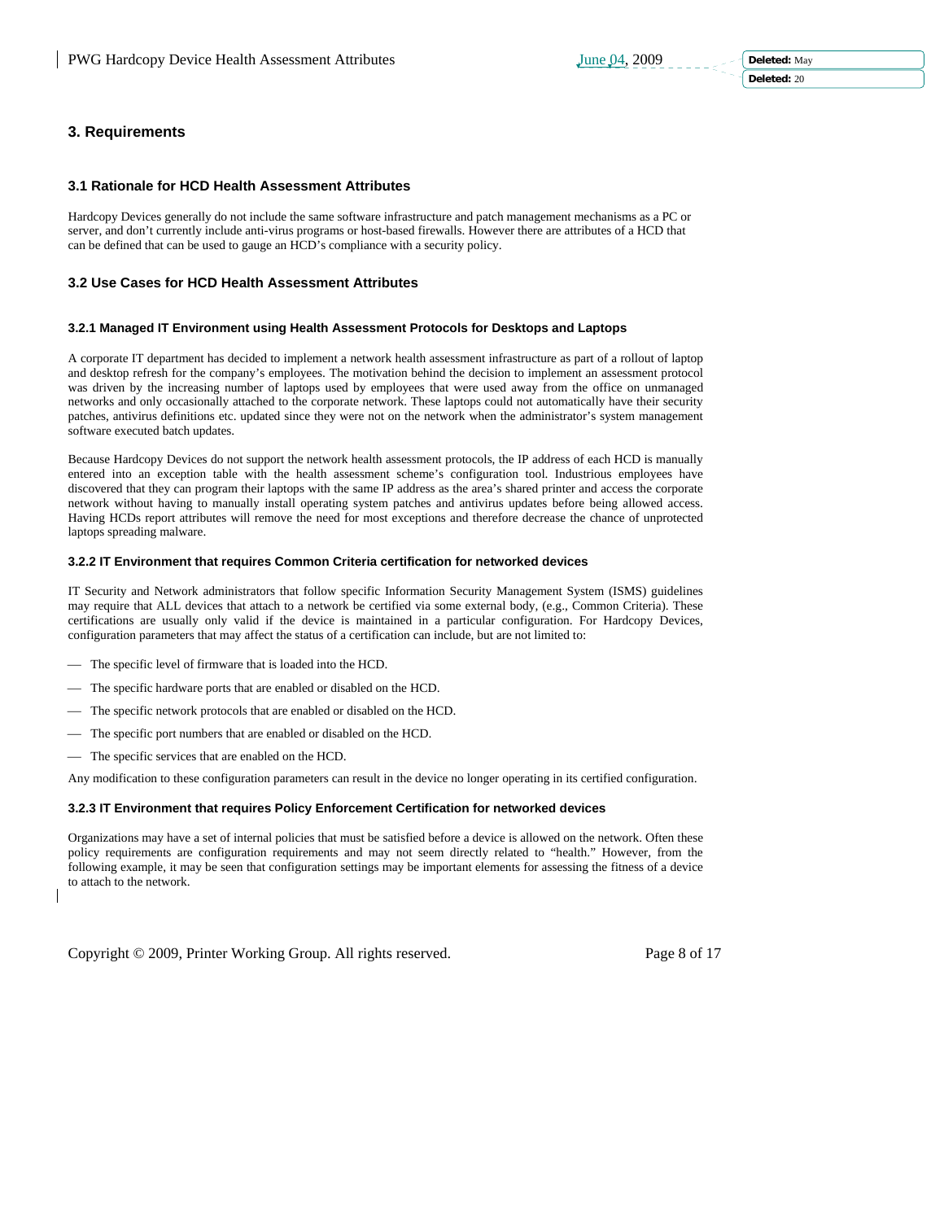## 3. Requirements

### 3.1 Rationale for HCD Health Assessment Attributes

Hardcopy Devices generally do not include the same software infrastructure and patch management mechanisms as a PC or server, and don't currently include anti-virus programs or host-based firewalls. However there are attributes of a HCD that can be defined that can be used to gauge an HCD's compliance with a security policy.

### 3.2 Use Cases for HCD Health Assessment Attributes

#### 3.2.1 Managed IT Environment using Health Assessment Protocols for Desktops and Laptops

A corporate IT department has decided to implement a network health assessment infrastructure as part of a rollout of laptop and desktop refresh for the company's employees. The motivation behind the decision to implement an assessment protocol was driven by the increasing number of laptops used by employees that were used away from the office on unmanaged networks and only occasionally attached to the corporate network. These laptops could not automatically have their security patches, antivirus definitions etc. updated since they were not on the network when the administrator's system management software executed batch updates.

Because Hardcopy Devices do not support the network health assessment protocols, the IP address of each HCD is manually entered into an exception table with the health assessment scheme's configuration tool. Industrious employees have discovered that they can program their laptops with the same IP address as the area's shared printer and access the corporate network without having to manually install operating system patches and antivirus updates before being allowed access. Having HCDs report attributes will remove the need for most exceptions and therefore decrease the chance of unprotected laptops spreading malware.

#### 3.2.2 IT Environment that requires Common Criteria certification for networked devices

IT Security and Network administrators that follow specific Information Security Management System (ISMS) guidelines may require that ALL devices that attach to a network be certified via some external body, (e.g., Common Criteria). These certifications are usually only valid if the device is maintained in a particular configuration. For Hardcopy Devices, configuration parameters that may affect the status of a certification can include, but are not limited to:

- The specific level of firmware that is loaded into the HCD.
- The specific hardware ports that are enabled or disabled on the HCD.
- The specific network protocols that are enabled or disabled on the HCD.
- The specific port numbers that are enabled or disabled on the HCD.
- The specific services that are enabled on the HCD.

Any modification to these configuration parameters can result in the device no longer operating in its certified configuration.

#### 3.2.3 IT Environment that requires Policy Enforcement Certification for networked devices

Organizations may have a set of internal policies that must be satisfied before a device is allowed on the network. Often these policy requirements are configuration requirements and may not seem directly related to "health." However, from the following example, it may be seen that configuration settings may be important elements for assessing the fitness of a device to attach to the network.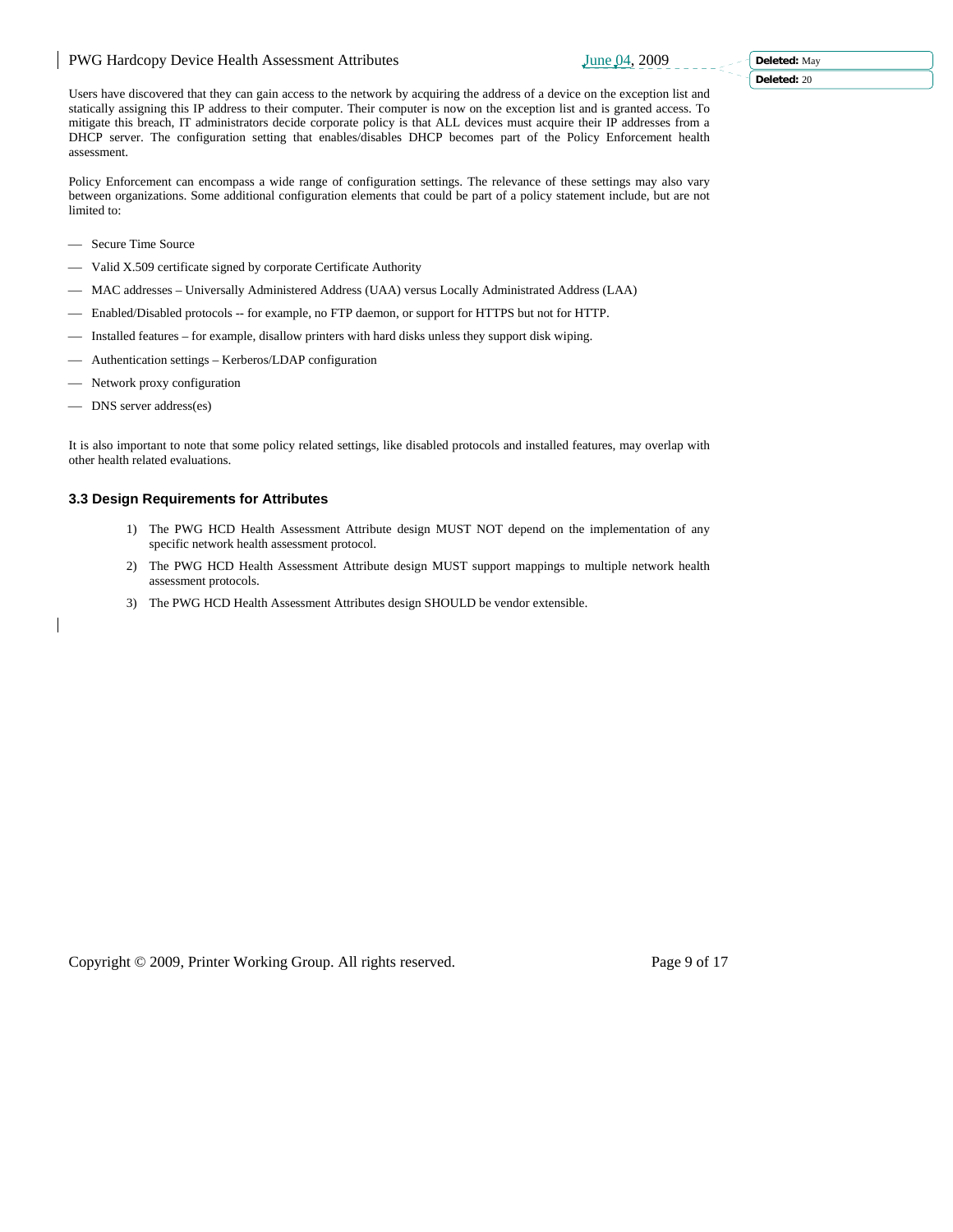Users have discovered that they can gain access to the network by acquiring the address of a device on the exception list and statically assigning this IP address to their computer. Their computer is now on the exception list and is granted access. To mitigate this breach, IT administrators decide corporate policy is that ALL devices must acquire their IP addresses from a DHCP server. The configuration setting that enables/disables DHCP becomes part of the Policy Enforcement health assessment.

Policy Enforcement can encompass a wide range of configuration settings. The relevance of these settings may also vary between organizations. Some additional configuration elements that could be part of a policy statement include, but are not limited to:

- Secure Time Source
- Valid X.509 certificate signed by corporate Certificate Authority
- MAC addresses – Universally Administered Address (UAA) versus Locally Administrated Address (LAA)
- Enabled/Disabled protocols -- for example, no FTP daemon, or support for HTTPS but not for HTTP.
- Installed features – for example, disallow printers with hard disks unless they support disk wiping.
- Authentication settings – Kerberos/LDAP configuration
- Network proxy configuration
- DNS server address(es)

It is also important to note that some policy related settings, like disabled protocols and installed features, may overlap with other health related evaluations.

### 3.3 Design Requirements for Attributes

1) The PWG HCD Health Assessment Attribute design MUST NOT depend on the implementation of any specific network health assessment protocol.
2) The PWG HCD Health Assessment Attribute design MUST support mappings to multiple network health assessment protocols.
3) The PWG HCD Health Assessment Attributes design SHOULD be vendor extensible.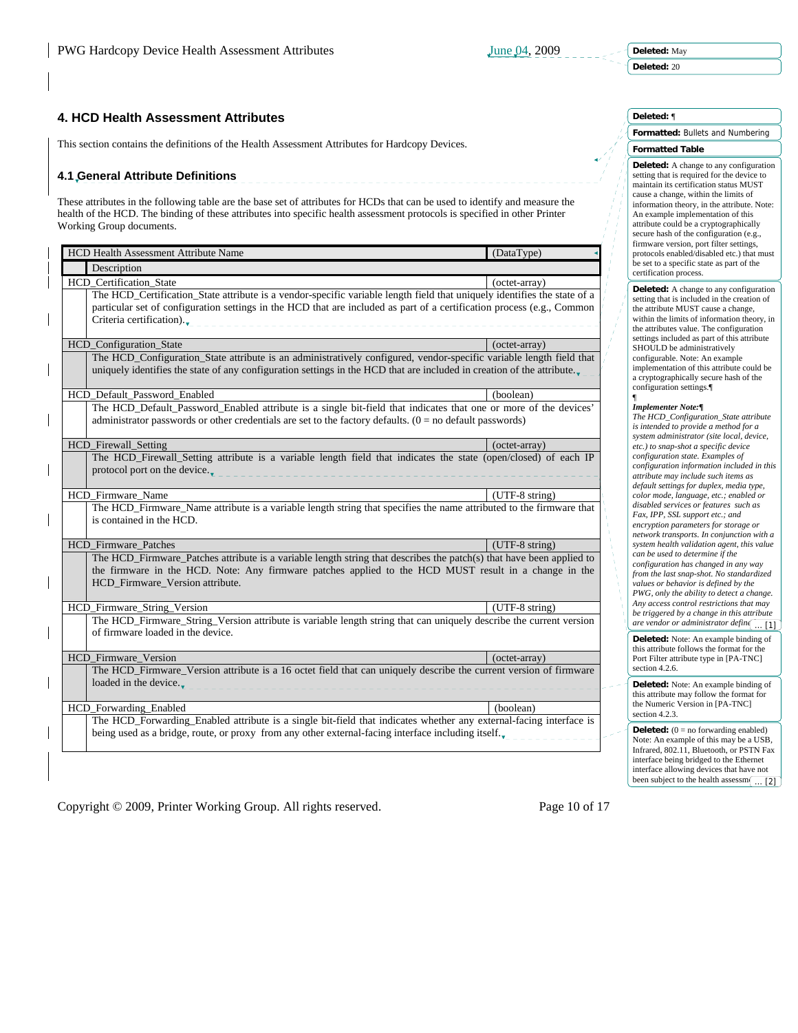## 4. HCD Health Assessment Attributes

This section contains the definitions of the Health Assessment Attributes for Hardcopy Devices.

### 4.1 General Attribute Definitions

These attributes in the following table are the base set of attributes for HCDs that can be used to identify and measure the health of the HCD. The binding of these attributes into specific health assessment protocols is specified in other Printer Working Group documents.

| HCD Health Assessment Attribute Name | (DataType) |
|---|---|
| Description | |
| HCD_Certification_State | (octet-array) |
| The HCD_Certification_State attribute is a vendor-specific variable length field that uniquely identifies the state of a particular set of configuration settings in the HCD that are included as part of a certification process (e.g., Common Criteria certification). | |
| HCD_Configuration_State | (octet-array) |
| The HCD_Configuration_State attribute is an administratively configured, vendor-specific variable length field that uniquely identifies the state of any configuration settings in the HCD that are included in creation of the attribute. | |
| HCD_Default_Password_Enabled | (boolean) |
| The HCD_Default_Password_Enabled attribute is a single bit-field that indicates that one or more of the devices' administrator passwords or other credentials are set to the factory defaults. (0 = no default passwords) | |
| HCD_Firewall_Setting | (octet-array) |
| The HCD_Firewall_Setting attribute is a variable length field that indicates the state (open/closed) of each IP protocol port on the device. | |
| HCD_Firmware_Name | (UTF-8 string) |
| The HCD_Firmware_Name attribute is a variable length string that specifies the name attributed to the firmware that is contained in the HCD. | |
| HCD_Firmware_Patches | (UTF-8 string) |
| The HCD_Firmware_Patches attribute is a variable length string that describes the patch(s) that have been applied to the firmware in the HCD. Note: Any firmware patches applied to the HCD MUST result in a change in the HCD_Firmware_Version attribute. | |
| HCD_Firmware_String_Version | (UTF-8 string) |
| The HCD_Firmware_String_Version attribute is variable length string that can uniquely describe the current version of firmware loaded in the device. | |
| HCD_Firmware_Version | (octet-array) |
| The HCD_Firmware_Version attribute is a 16 octet field that can uniquely describe the current version of firmware loaded in the device. | |
| HCD_Forwarding_Enabled | (boolean) |
| The HCD_Forwarding_Enabled attribute is a single bit-field that indicates whether any external-facing interface is being used as a bridge, route, or proxy from any other external-facing interface including itself. | |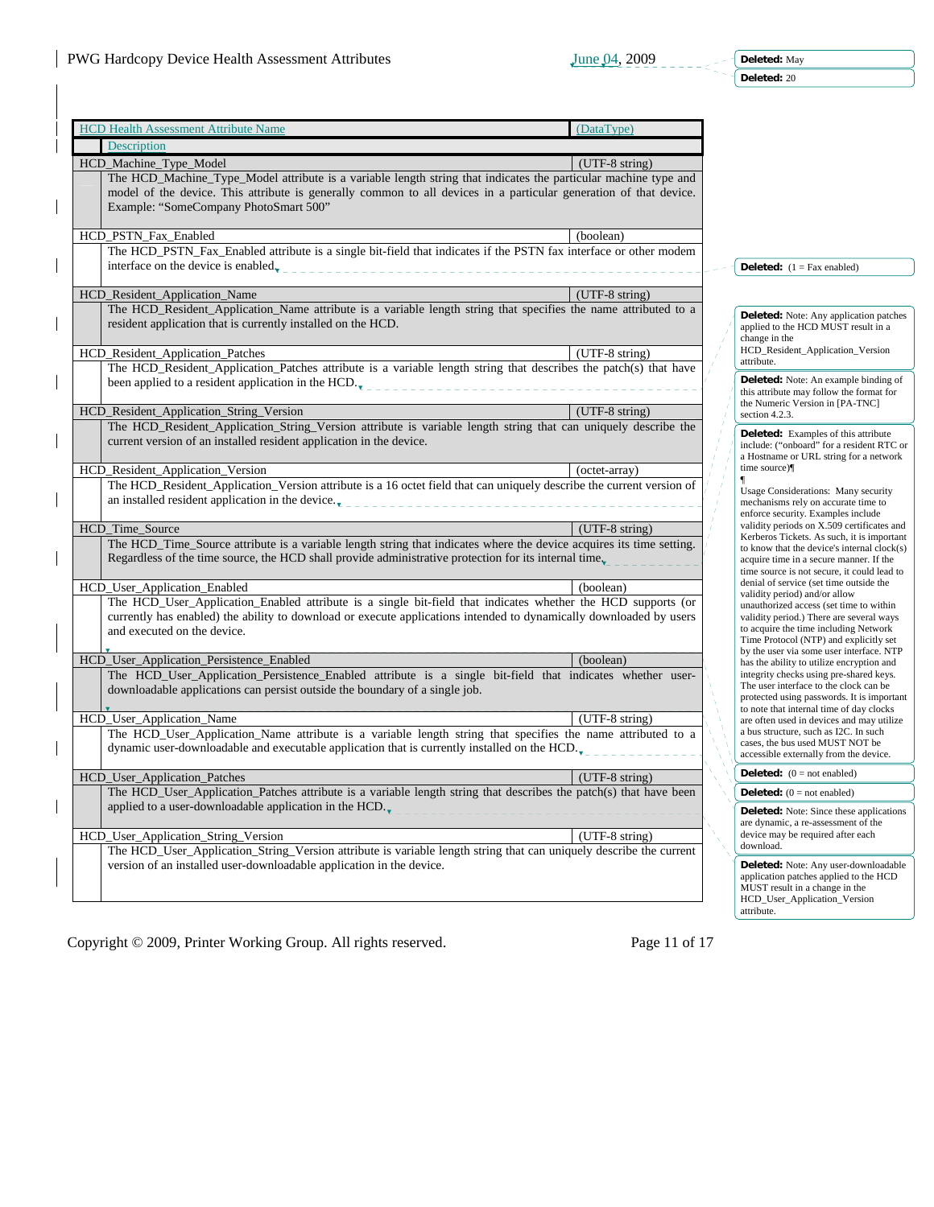| HCD Health Assessment Attribute Name | (DataType) |
| --- | --- |
| Description | |
| HCD_Machine_Type_Model | (UTF-8 string) |
| The HCD_Machine_Type_Model attribute is a variable length string that indicates the particular machine type and model of the device. This attribute is generally common to all devices in a particular generation of that device. Example: "SomeCompany PhotoSmart 500" | |
| HCD_PSTN_Fax_Enabled | (boolean) |
| The HCD_PSTN_Fax_Enabled attribute is a single bit-field that indicates if the PSTN fax interface or other modem interface on the device is enabled. | |
| HCD_Resident_Application_Name | (UTF-8 string) |
| The HCD_Resident_Application_Name attribute is a variable length string that specifies the name attributed to a resident application that is currently installed on the HCD. | |
| HCD_Resident_Application_Patches | (UTF-8 string) |
| The HCD_Resident_Application_Patches attribute is a variable length string that describes the patch(s) that have been applied to a resident application in the HCD. | |
| HCD_Resident_Application_String_Version | (UTF-8 string) |
| The HCD_Resident_Application_String_Version attribute is variable length string that can uniquely describe the current version of an installed resident application in the device. | |
| HCD_Resident_Application_Version | (octet-array) |
| The HCD_Resident_Application_Version attribute is a 16 octet field that can uniquely describe the current version of an installed resident application in the device. | |
| HCD_Time_Source | (UTF-8 string) |
| The HCD_Time_Source attribute is a variable length string that indicates where the device acquires its time setting. Regardless of the time source, the HCD shall provide administrative protection for its internal time. | |
| HCD_User_Application_Enabled | (boolean) |
| The HCD_User_Application_Enabled attribute is a single bit-field that indicates whether the HCD supports (or currently has enabled) the ability to download or execute applications intended to dynamically downloaded by users and executed on the device. | |
| HCD_User_Application_Persistence_Enabled | (boolean) |
| The HCD_User_Application_Persistence_Enabled attribute is a single bit-field that indicates whether user-downloadable applications can persist outside the boundary of a single job. | |
| HCD_User_Application_Name | (UTF-8 string) |
| The HCD_User_Application_Name attribute is a variable length string that specifies the name attributed to a dynamic user-downloadable and executable application that is currently installed on the HCD. | |
| HCD_User_Application_Patches | (UTF-8 string) |
| The HCD_User_Application_Patches attribute is a variable length string that describes the patch(s) that have been applied to a user-downloadable application in the HCD. | |
| HCD_User_Application_String_Version | (UTF-8 string) |
| The HCD_User_Application_String_Version attribute is variable length string that can uniquely describe the current version of an installed user-downloadable application in the device. | |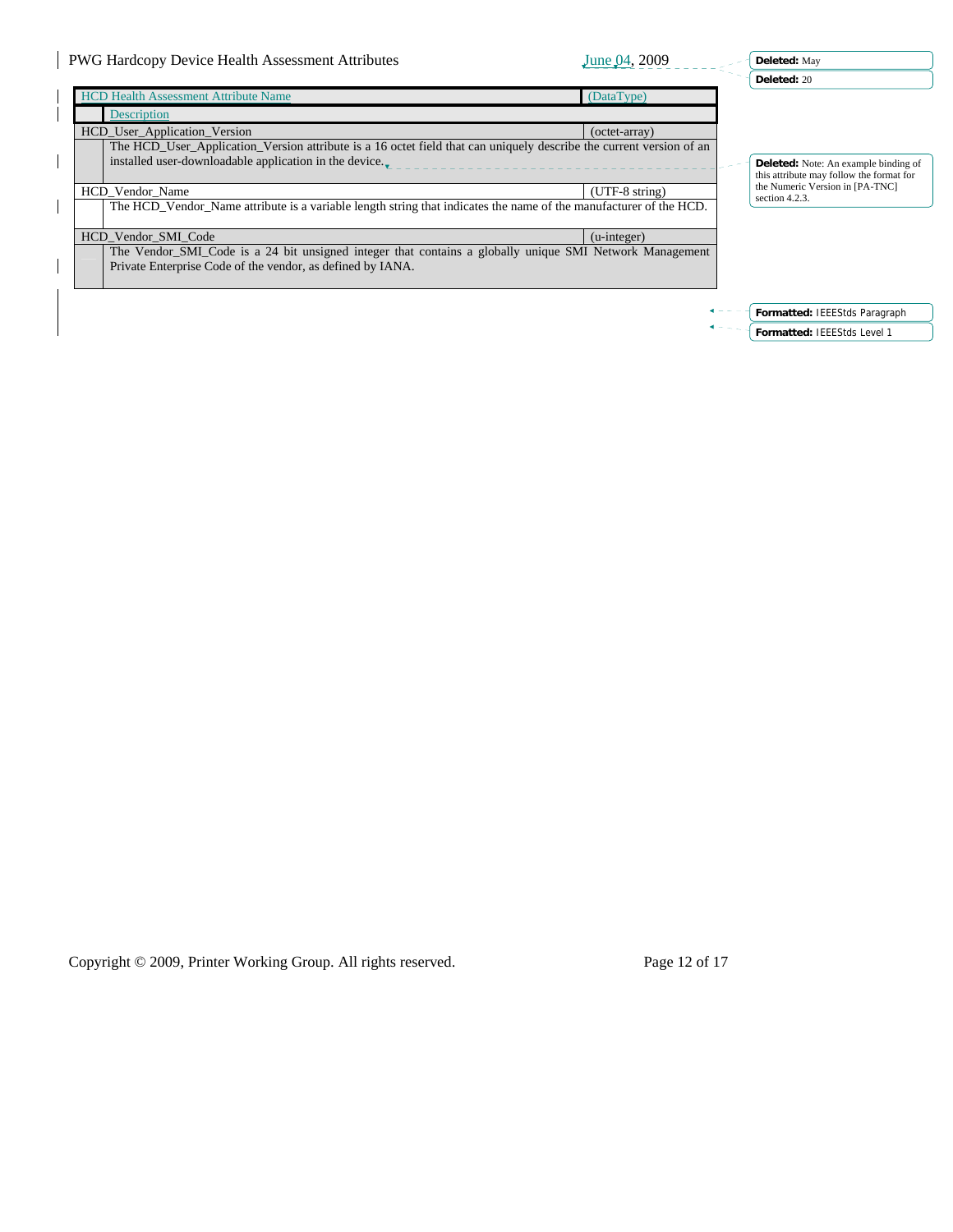| HCD Health Assessment Attribute Name | (DataType) |
|---|---|
| Description | |
| HCD_User_Application_Version | (octet-array) |
| The HCD_User_Application_Version attribute is a 16 octet field that can uniquely describe the current version of an installed user-downloadable application in the device. | |
| HCD_Vendor_Name | (UTF-8 string) |
| The HCD_Vendor_Name attribute is a variable length string that indicates the name of the manufacturer of the HCD. | |
| HCD_Vendor_SMI_Code | (u-integer) |
| The Vendor_SMI_Code is a 24 bit unsigned integer that contains a globally unique SMI Network Management Private Enterprise Code of the vendor, as defined by IANA. | |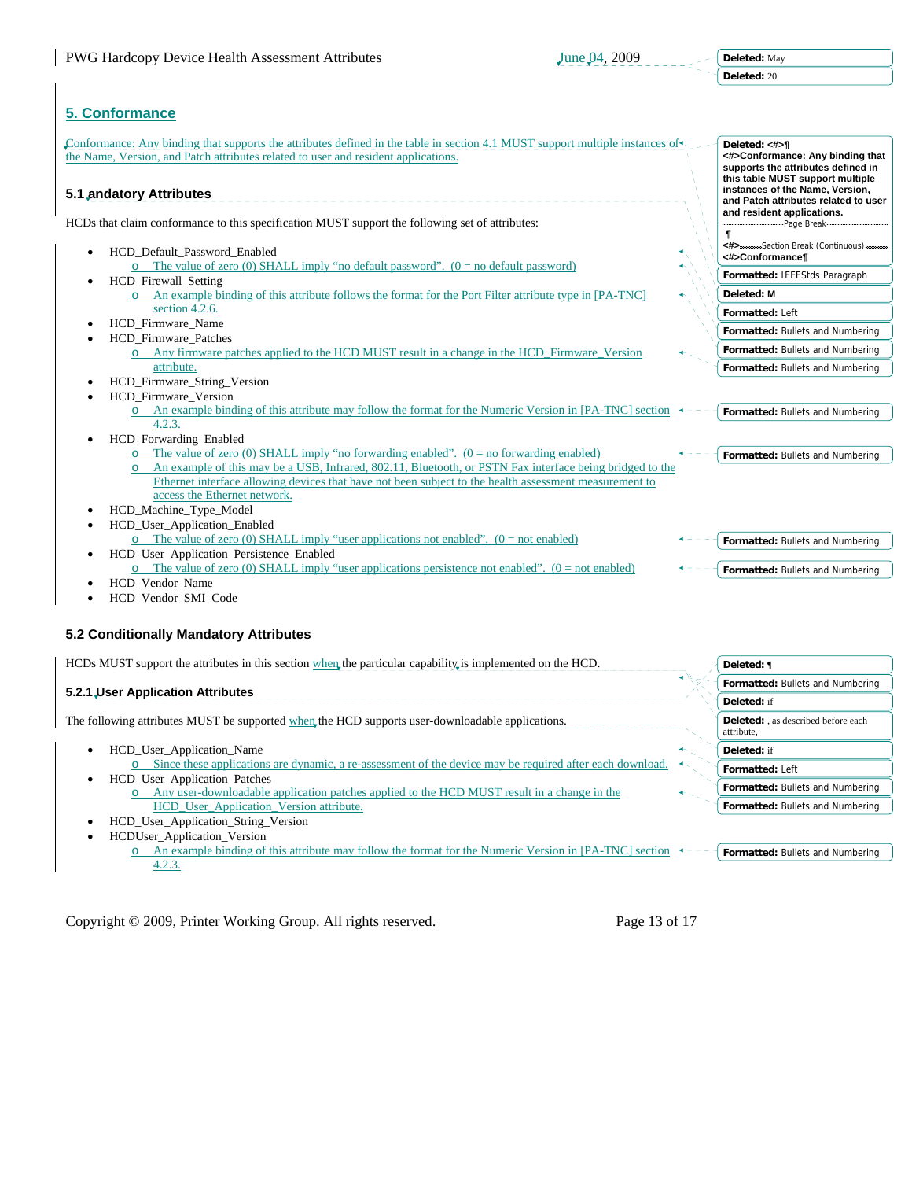## 5. Conformance

Conformance: Any binding that supports the attributes defined in the table in section 4.1 MUST support multiple instances of the Name, Version, and Patch attributes related to user and resident applications.

### 5.1 andatory Attributes

HCDs that claim conformance to this specification MUST support the following set of attributes:

- HCD_Default_Password_Enabled
  - The value of zero (0) SHALL imply “no default password”. (0 = no default password)
- HCD_Firewall_Setting
  - An example binding of this attribute follows the format for the Port Filter attribute type in [PA-TNC] section 4.2.6.
- HCD_Firmware_Name
- HCD_Firmware_Patches
  - Any firmware patches applied to the HCD MUST result in a change in the HCD_Firmware_Version attribute.
- HCD_Firmware_String_Version
- HCD_Firmware_Version
  - An example binding of this attribute may follow the format for the Numeric Version in [PA-TNC] section 4.2.3.
- HCD_Forwarding_Enabled
  - The value of zero (0) SHALL imply “no forwarding enabled”. (0 = no forwarding enabled)
  - An example of this may be a USB, Infrared, 802.11, Bluetooth, or PSTN Fax interface being bridged to the Ethernet interface allowing devices that have not been subject to the health assessment measurement to access the Ethernet network.
- HCD_Machine_Type_Model
- HCD_User_Application_Enabled
  - The value of zero (0) SHALL imply “user applications not enabled”. (0 = not enabled)
- HCD_User_Application_Persistence_Enabled
  - The value of zero (0) SHALL imply “user applications persistence not enabled”. (0 = not enabled)
- HCD_Vendor_Name
- HCD_Vendor_SMI_Code

### 5.2 Conditionally Mandatory Attributes

HCDs MUST support the attributes in this section when the particular capability is implemented on the HCD.

#### 5.2.1 User Application Attributes

The following attributes MUST be supported when the HCD supports user-downloadable applications.

- HCD_User_Application_Name
  - Since these applications are dynamic, a re-assessment of the device may be required after each download.
- HCD_User_Application_Patches
  - Any user-downloadable application patches applied to the HCD MUST result in a change in the HCD_User_Application_Version attribute.
- HCD_User_Application_String_Version
- HCDUser_Application_Version
  - An example binding of this attribute may follow the format for the Numeric Version in [PA-TNC] section 4.2.3.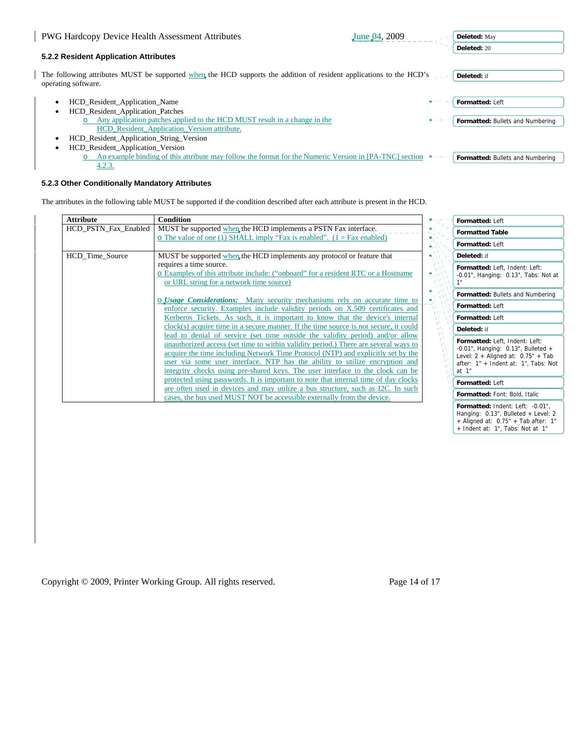### 5.2.2 Resident Application Attributes

The following attributes MUST be supported when the HCD supports the addition of resident applications to the HCD's operating software.

- HCD_Resident_Application_Name
- HCD_Resident_Application_Patches
    - Any application patches applied to the HCD MUST result in a change in the HCD_Resident_Application_Version attribute.
- HCD_Resident_Application_String_Version
- HCD_Resident_Application_Version
    - An example binding of this attribute may follow the format for the Numeric Version in [PA-TNC] section 4.2.3.

### 5.2.3 Other Conditionally Mandatory Attributes

The attributes in the following table MUST be supported if the condition described after each attribute is present in the HCD.

| Attribute | Condition |
|---|---|
| HCD_PSTN_Fax_Enabled | MUST be supported when the HCD implements a PSTN Fax interface.<br>o The value of one (1) SHALL imply "Fax is enabled". (1 = Fax enabled) |
| HCD_Time_Source | MUST be supported when the HCD implements any protocol or feature that requires a time source.<br>o Examples of this attribute include: ("onboard" for a resident RTC or a Hostname or URL string for a network time source)<br><br>o ***Usage Considerations:*** Many security mechanisms rely on accurate time to enforce security. Examples include validity periods on X.509 certificates and Kerberos Tickets. As such, it is important to know that the device's internal clock(s) acquire time in a secure manner. If the time source is not secure, it could lead to denial of service (set time outside the validity period) and/or allow unauthorized access (set time to within validity period.) There are several ways to acquire the time including Network Time Protocol (NTP) and explicitly set by the user via some user interface. NTP has the ability to utilize encryption and integrity checks using pre-shared keys. The user interface to the clock can be protected using passwords. It is important to note that internal time of day clocks are often used in devices and may utilize a bus structure, such as I2C. In such cases, the bus used MUST NOT be accessible externally from the device. |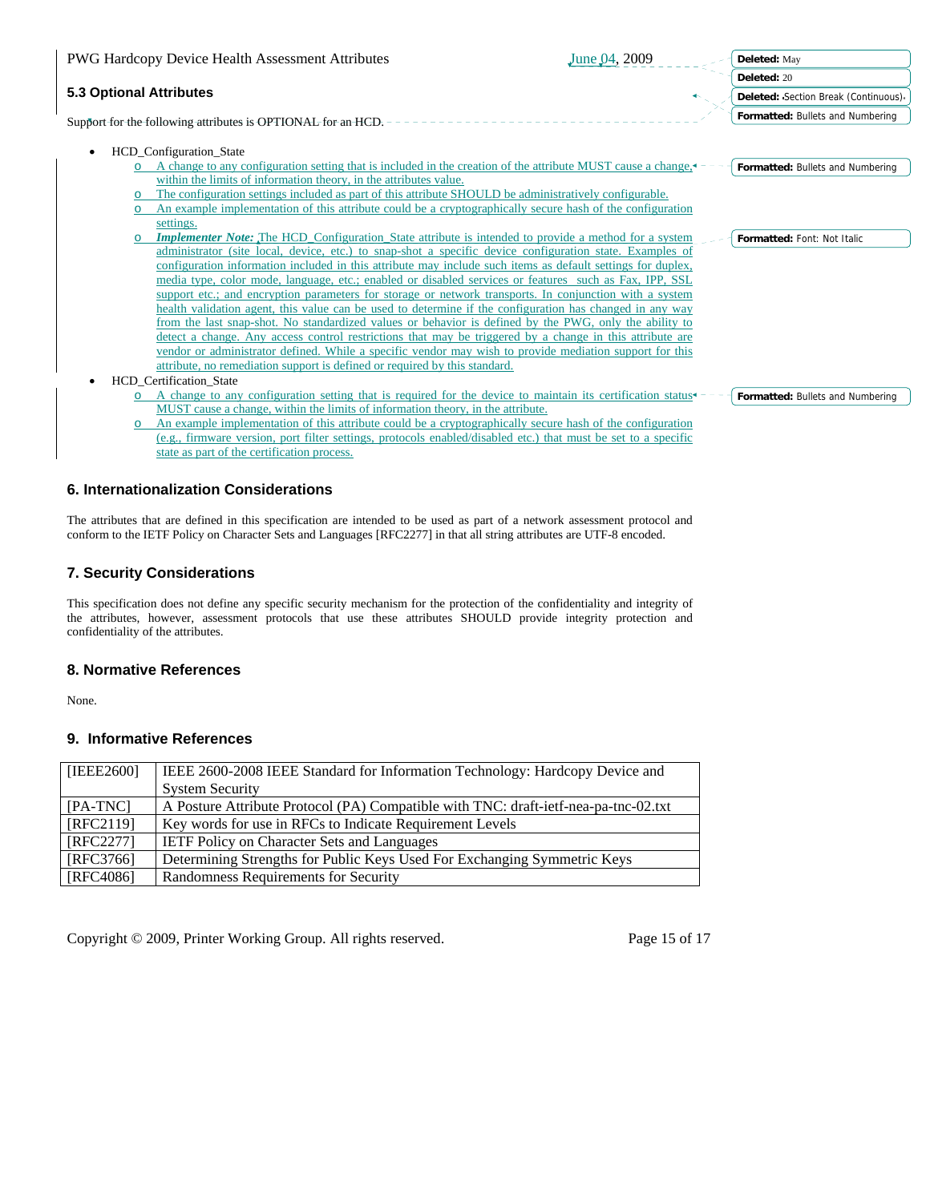### 5.3 Optional Attributes

Support for the following attributes is OPTIONAL for an HCD.

- HCD_Configuration_State
  - A change to any configuration setting that is included in the creation of the attribute MUST cause a change, within the limits of information theory, in the attributes value.
  - The configuration settings included as part of this attribute SHOULD be administratively configurable.
  - An example implementation of this attribute could be a cryptographically secure hash of the configuration settings.
  - ***Implementer Note:*** The HCD_Configuration_State attribute is intended to provide a method for a system administrator (site local, device, etc.) to snap-shot a specific device configuration state. Examples of configuration information included in this attribute may include such items as default settings for duplex, media type, color mode, language, etc.; enabled or disabled services or features such as Fax, IPP, SSL support etc.; and encryption parameters for storage or network transports. In conjunction with a system health validation agent, this value can be used to determine if the configuration has changed in any way from the last snap-shot. No standardized values or behavior is defined by the PWG, only the ability to detect a change. Any access control restrictions that may be triggered by a change in this attribute are vendor or administrator defined. While a specific vendor may wish to provide mediation support for this attribute, no remediation support is defined or required by this standard.
- HCD_Certification_State
  - A change to any configuration setting that is required for the device to maintain its certification status MUST cause a change, within the limits of information theory, in the attribute.
  - An example implementation of this attribute could be a cryptographically secure hash of the configuration (e.g., firmware version, port filter settings, protocols enabled/disabled etc.) that must be set to a specific state as part of the certification process.

## 6. Internationalization Considerations

The attributes that are defined in this specification are intended to be used as part of a network assessment protocol and conform to the IETF Policy on Character Sets and Languages [RFC2277] in that all string attributes are UTF-8 encoded.

## 7. Security Considerations

This specification does not define any specific security mechanism for the protection of the confidentiality and integrity of the attributes, however, assessment protocols that use these attributes SHOULD provide integrity protection and confidentiality of the attributes.

## 8. Normative References

None.

## 9. Informative References

| | |
|---|---|
| [IEEE2600] | IEEE 2600-2008 IEEE Standard for Information Technology: Hardcopy Device and System Security |
| [PA-TNC] | A Posture Attribute Protocol (PA) Compatible with TNC: draft-ietf-nea-pa-tnc-02.txt |
| [RFC2119] | Key words for use in RFCs to Indicate Requirement Levels |
| [RFC2277] | IETF Policy on Character Sets and Languages |
| [RFC3766] | Determining Strengths for Public Keys Used For Exchanging Symmetric Keys |
| [RFC4086] | Randomness Requirements for Security |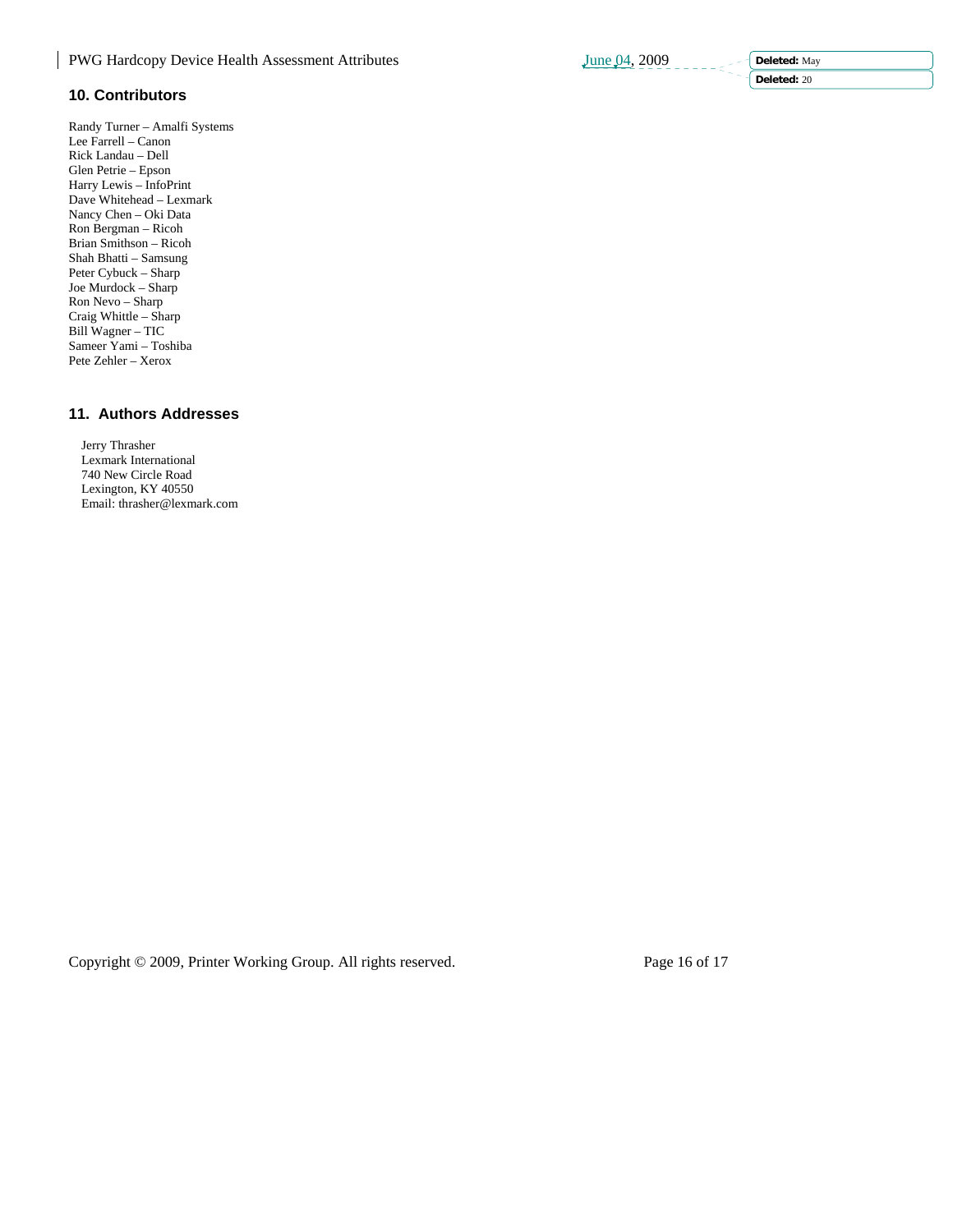## 10. Contributors

Randy Turner – Amalfi Systems
Lee Farrell – Canon
Rick Landau – Dell
Glen Petrie – Epson
Harry Lewis – InfoPrint
Dave Whitehead – Lexmark
Nancy Chen – Oki Data
Ron Bergman – Ricoh
Brian Smithson – Ricoh
Shah Bhatti – Samsung
Peter Cybuck – Sharp
Joe Murdock – Sharp
Ron Nevo – Sharp
Craig Whittle – Sharp
Bill Wagner – TIC
Sameer Yami – Toshiba
Pete Zehler – Xerox

## 11. Authors Addresses

Jerry Thrasher
Lexmark International
740 New Circle Road
Lexington, KY 40550
Email: thrasher@lexmark.com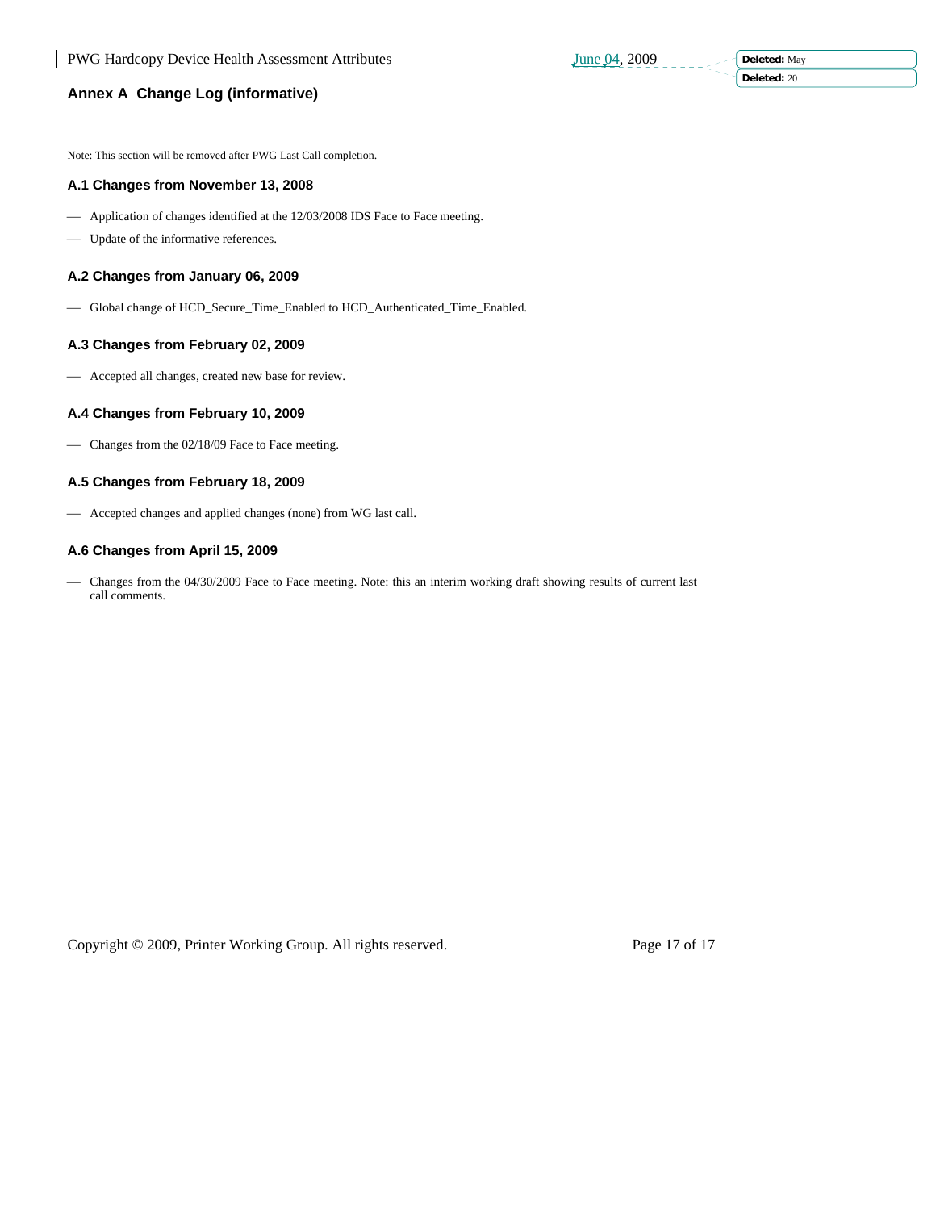# Annex A Change Log (informative)

Note: This section will be removed after PWG Last Call completion.

## A.1 Changes from November 13, 2008

- Application of changes identified at the 12/03/2008 IDS Face to Face meeting.
- Update of the informative references.

## A.2 Changes from January 06, 2009

- Global change of HCD_Secure_Time_Enabled to HCD_Authenticated_Time_Enabled.

## A.3 Changes from February 02, 2009

- Accepted all changes, created new base for review.

## A.4 Changes from February 10, 2009

- Changes from the 02/18/09 Face to Face meeting.

## A.5 Changes from February 18, 2009

- Accepted changes and applied changes (none) from WG last call.

## A.6 Changes from April 15, 2009

- Changes from the 04/30/2009 Face to Face meeting. Note: this an interim working draft showing results of current last call comments.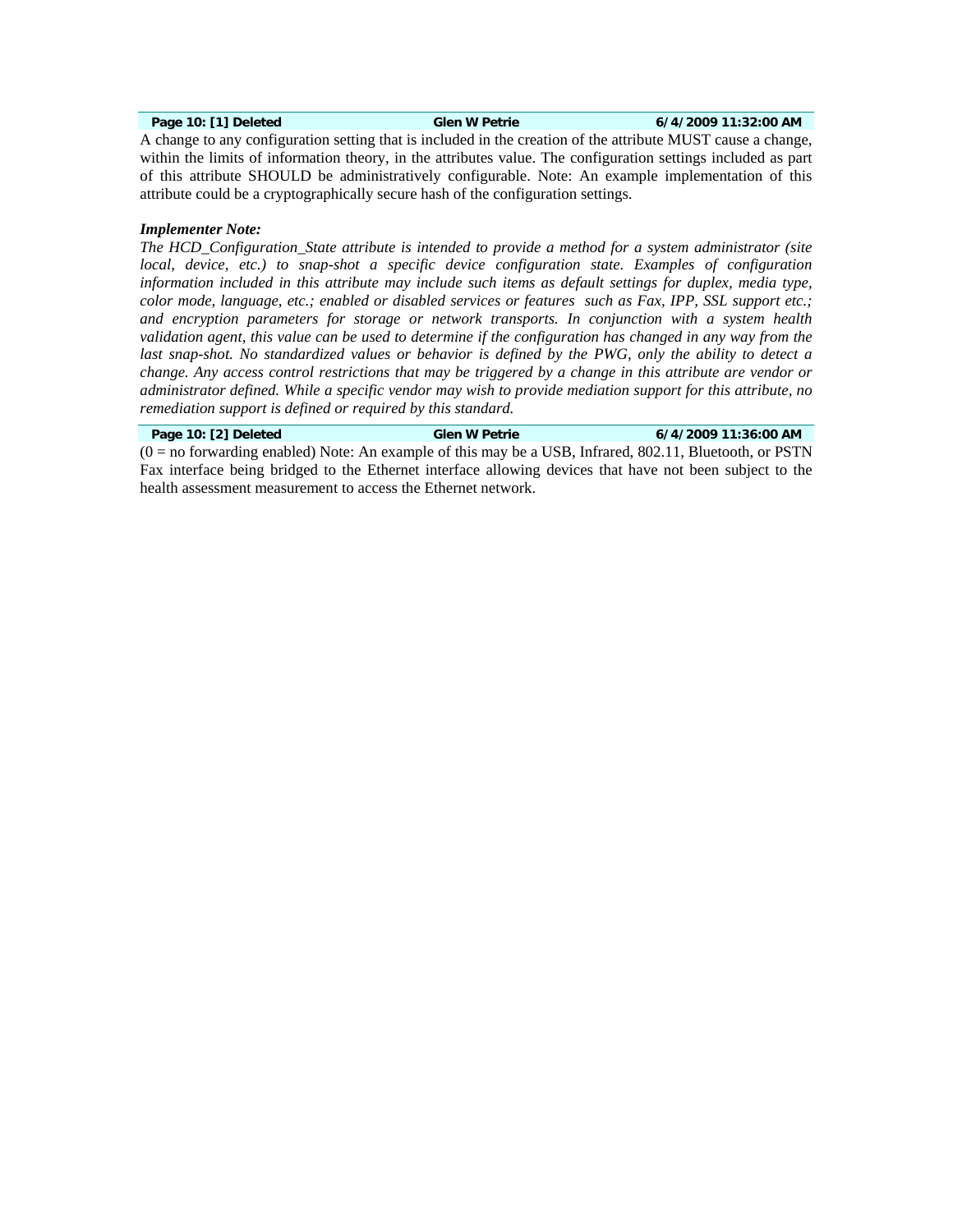**Page 10: [1] Deleted Glen W Petrie 6/4/2009 11:32:00 AM**

A change to any configuration setting that is included in the creation of the attribute MUST cause a change, within the limits of information theory, in the attributes value. The configuration settings included as part of this attribute SHOULD be administratively configurable. Note: An example implementation of this attribute could be a cryptographically secure hash of the configuration settings.

***Implementer Note:***

*The HCD_Configuration_State attribute is intended to provide a method for a system administrator (site local, device, etc.) to snap-shot a specific device configuration state. Examples of configuration information included in this attribute may include such items as default settings for duplex, media type, color mode, language, etc.; enabled or disabled services or features such as Fax, IPP, SSL support etc.; and encryption parameters for storage or network transports. In conjunction with a system health validation agent, this value can be used to determine if the configuration has changed in any way from the last snap-shot. No standardized values or behavior is defined by the PWG, only the ability to detect a change. Any access control restrictions that may be triggered by a change in this attribute are vendor or administrator defined. While a specific vendor may wish to provide mediation support for this attribute, no remediation support is defined or required by this standard.*

**Page 10: [2] Deleted Glen W Petrie 6/4/2009 11:36:00 AM**

(0 = no forwarding enabled) Note: An example of this may be a USB, Infrared, 802.11, Bluetooth, or PSTN Fax interface being bridged to the Ethernet interface allowing devices that have not been subject to the health assessment measurement to access the Ethernet network.